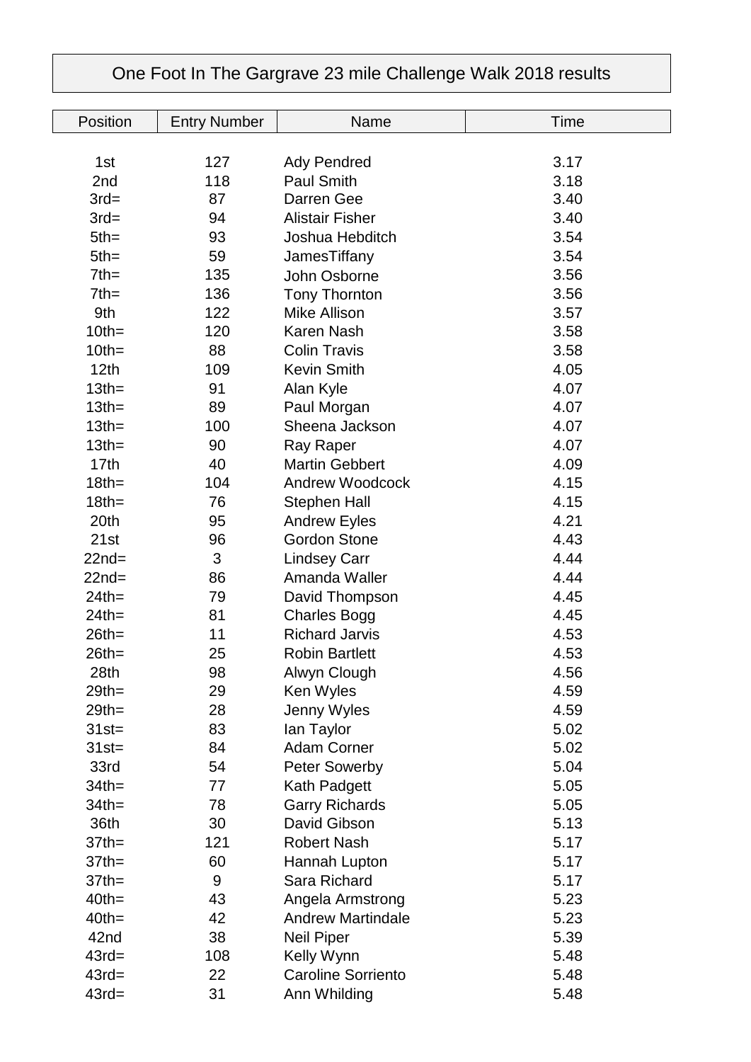# One Foot In The Gargrave 23 mile Challenge Walk 2018 results

| Position | Entry Number | Name | Time |
|---|---|---|---|
| 1st | 127 | Ady Pendred | 3.17 |
| 2nd | 118 | Paul Smith | 3.18 |
| 3rd= | 87 | Darren Gee | 3.40 |
| 3rd= | 94 | Alistair Fisher | 3.40 |
| 5th= | 93 | Joshua Hebditch | 3.54 |
| 5th= | 59 | JamesTiffany | 3.54 |
| 7th= | 135 | John Osborne | 3.56 |
| 7th= | 136 | Tony Thornton | 3.56 |
| 9th | 122 | Mike Allison | 3.57 |
| 10th= | 120 | Karen Nash | 3.58 |
| 10th= | 88 | Colin Travis | 3.58 |
| 12th | 109 | Kevin Smith | 4.05 |
| 13th= | 91 | Alan Kyle | 4.07 |
| 13th= | 89 | Paul Morgan | 4.07 |
| 13th= | 100 | Sheena Jackson | 4.07 |
| 13th= | 90 | Ray Raper | 4.07 |
| 17th | 40 | Martin Gebbert | 4.09 |
| 18th= | 104 | Andrew Woodcock | 4.15 |
| 18th= | 76 | Stephen Hall | 4.15 |
| 20th | 95 | Andrew Eyles | 4.21 |
| 21st | 96 | Gordon Stone | 4.43 |
| 22nd= | 3 | Lindsey Carr | 4.44 |
| 22nd= | 86 | Amanda Waller | 4.44 |
| 24th= | 79 | David Thompson | 4.45 |
| 24th= | 81 | Charles Bogg | 4.45 |
| 26th= | 11 | Richard Jarvis | 4.53 |
| 26th= | 25 | Robin Bartlett | 4.53 |
| 28th | 98 | Alwyn Clough | 4.56 |
| 29th= | 29 | Ken Wyles | 4.59 |
| 29th= | 28 | Jenny Wyles | 4.59 |
| 31st= | 83 | Ian Taylor | 5.02 |
| 31st= | 84 | Adam Corner | 5.02 |
| 33rd | 54 | Peter Sowerby | 5.04 |
| 34th= | 77 | Kath Padgett | 5.05 |
| 34th= | 78 | Garry Richards | 5.05 |
| 36th | 30 | David Gibson | 5.13 |
| 37th= | 121 | Robert Nash | 5.17 |
| 37th= | 60 | Hannah Lupton | 5.17 |
| 37th= | 9 | Sara Richard | 5.17 |
| 40th= | 43 | Angela Armstrong | 5.23 |
| 40th= | 42 | Andrew Martindale | 5.23 |
| 42nd | 38 | Neil Piper | 5.39 |
| 43rd= | 108 | Kelly Wynn | 5.48 |
| 43rd= | 22 | Caroline Sorriento | 5.48 |
| 43rd= | 31 | Ann Whilding | 5.48 |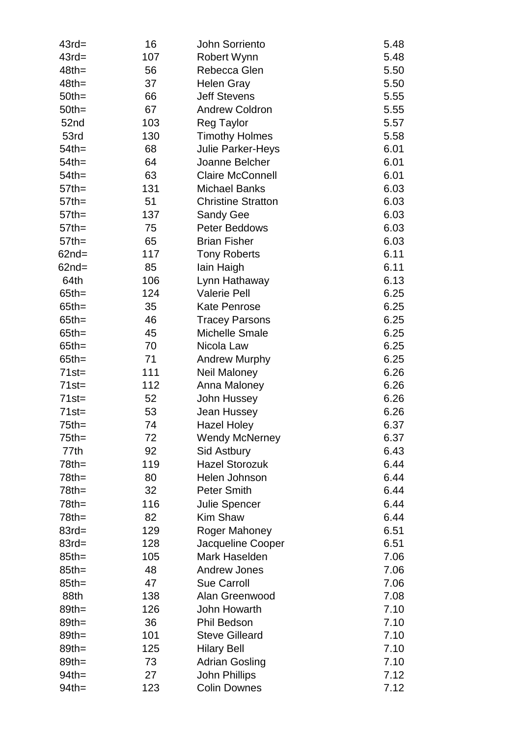| | | | |
|---|---|---|---|
| 43rd= | 16 | John Sorriento | 5.48 |
| 43rd= | 107 | Robert Wynn | 5.48 |
| 48th= | 56 | Rebecca Glen | 5.50 |
| 48th= | 37 | Helen Gray | 5.50 |
| 50th= | 66 | Jeff Stevens | 5.55 |
| 50th= | 67 | Andrew Coldron | 5.55 |
| 52nd | 103 | Reg Taylor | 5.57 |
| 53rd | 130 | Timothy Holmes | 5.58 |
| 54th= | 68 | Julie Parker-Heys | 6.01 |
| 54th= | 64 | Joanne Belcher | 6.01 |
| 54th= | 63 | Claire McConnell | 6.01 |
| 57th= | 131 | Michael Banks | 6.03 |
| 57th= | 51 | Christine Stratton | 6.03 |
| 57th= | 137 | Sandy Gee | 6.03 |
| 57th= | 75 | Peter Beddows | 6.03 |
| 57th= | 65 | Brian Fisher | 6.03 |
| 62nd= | 117 | Tony Roberts | 6.11 |
| 62nd= | 85 | Iain Haigh | 6.11 |
| 64th | 106 | Lynn Hathaway | 6.13 |
| 65th= | 124 | Valerie Pell | 6.25 |
| 65th= | 35 | Kate Penrose | 6.25 |
| 65th= | 46 | Tracey Parsons | 6.25 |
| 65th= | 45 | Michelle Smale | 6.25 |
| 65th= | 70 | Nicola Law | 6.25 |
| 65th= | 71 | Andrew Murphy | 6.25 |
| 71st= | 111 | Neil Maloney | 6.26 |
| 71st= | 112 | Anna Maloney | 6.26 |
| 71st= | 52 | John Hussey | 6.26 |
| 71st= | 53 | Jean Hussey | 6.26 |
| 75th= | 74 | Hazel Holey | 6.37 |
| 75th= | 72 | Wendy McNerney | 6.37 |
| 77th | 92 | Sid Astbury | 6.43 |
| 78th= | 119 | Hazel Storozuk | 6.44 |
| 78th= | 80 | Helen Johnson | 6.44 |
| 78th= | 32 | Peter Smith | 6.44 |
| 78th= | 116 | Julie Spencer | 6.44 |
| 78th= | 82 | Kim Shaw | 6.44 |
| 83rd= | 129 | Roger Mahoney | 6.51 |
| 83rd= | 128 | Jacqueline Cooper | 6.51 |
| 85th= | 105 | Mark Haselden | 7.06 |
| 85th= | 48 | Andrew Jones | 7.06 |
| 85th= | 47 | Sue Carroll | 7.06 |
| 88th | 138 | Alan Greenwood | 7.08 |
| 89th= | 126 | John Howarth | 7.10 |
| 89th= | 36 | Phil Bedson | 7.10 |
| 89th= | 101 | Steve Gilleard | 7.10 |
| 89th= | 125 | Hilary Bell | 7.10 |
| 89th= | 73 | Adrian Gosling | 7.10 |
| 94th= | 27 | John Phillips | 7.12 |
| 94th= | 123 | Colin Downes | 7.12 |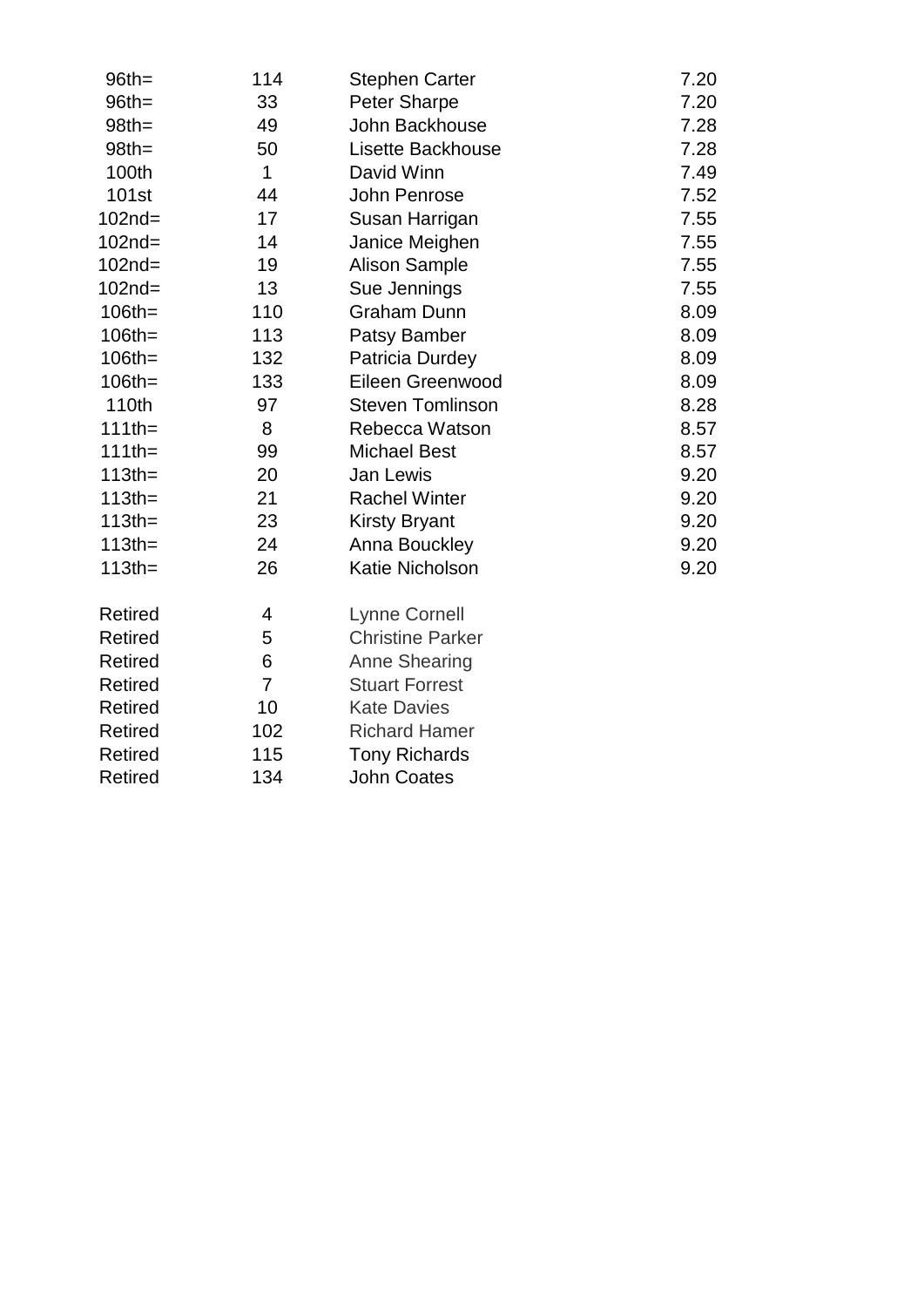| | | | |
|---|---|---|---|
| 96th= | 114 | Stephen Carter | 7.20 |
| 96th= | 33 | Peter Sharpe | 7.20 |
| 98th= | 49 | John Backhouse | 7.28 |
| 98th= | 50 | Lisette Backhouse | 7.28 |
| 100th | 1 | David Winn | 7.49 |
| 101st | 44 | John Penrose | 7.52 |
| 102nd= | 17 | Susan Harrigan | 7.55 |
| 102nd= | 14 | Janice Meighen | 7.55 |
| 102nd= | 19 | Alison Sample | 7.55 |
| 102nd= | 13 | Sue Jennings | 7.55 |
| 106th= | 110 | Graham Dunn | 8.09 |
| 106th= | 113 | Patsy Bamber | 8.09 |
| 106th= | 132 | Patricia Durdey | 8.09 |
| 106th= | 133 | Eileen Greenwood | 8.09 |
| 110th | 97 | Steven Tomlinson | 8.28 |
| 111th= | 8 | Rebecca Watson | 8.57 |
| 111th= | 99 | Michael Best | 8.57 |
| 113th= | 20 | Jan Lewis | 9.20 |
| 113th= | 21 | Rachel Winter | 9.20 |
| 113th= | 23 | Kirsty Bryant | 9.20 |
| 113th= | 24 | Anna Bouckley | 9.20 |
| 113th= | 26 | Katie Nicholson | 9.20 |
| | | | |
| Retired | 4 | Lynne Cornell | |
| Retired | 5 | Christine Parker | |
| Retired | 6 | Anne Shearing | |
| Retired | 7 | Stuart Forrest | |
| Retired | 10 | Kate Davies | |
| Retired | 102 | Richard Hamer | |
| Retired | 115 | Tony Richards | |
| Retired | 134 | John Coates | |